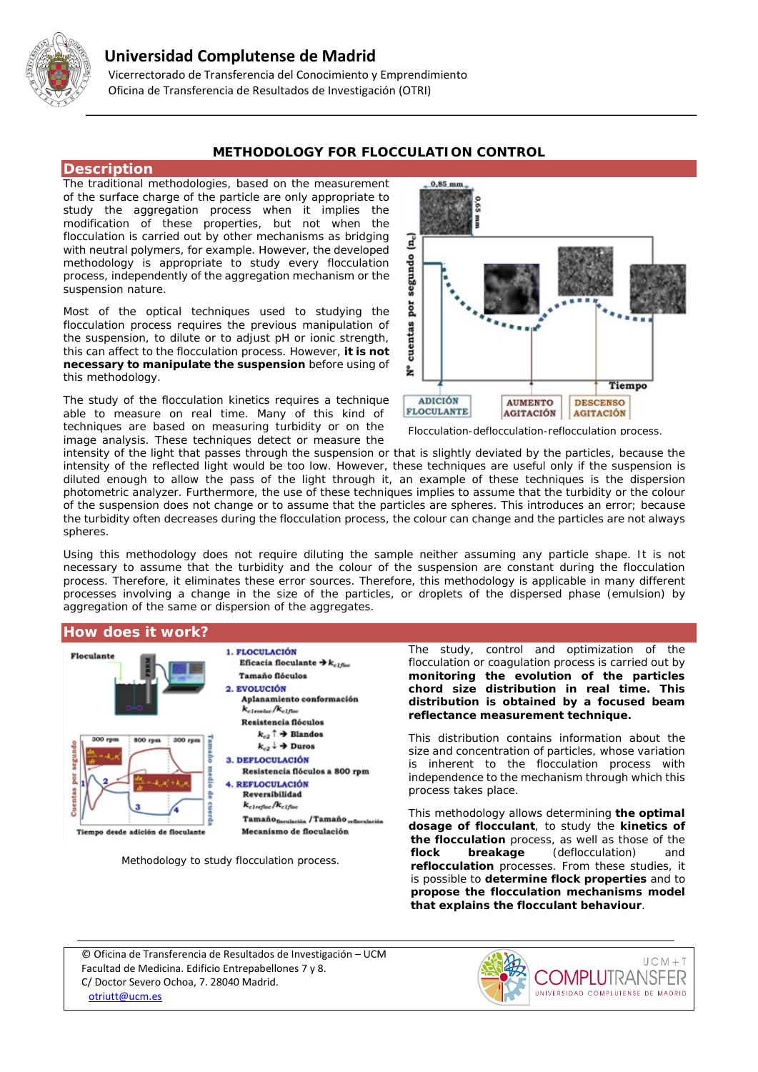# METHODOLOGY FOR FLOCCULATION CONTROL

## Description

The traditional methodologies, based on the measurement of the surface charge of the particle are only appropriate to study the aggregation process when it implies the modification of these properties, but not when the flocculation is carried out by other mechanisms as bridging with neutral polymers, for example. However, the developed methodology is appropriate to study every flocculation process, independently of the aggregation mechanism or the suspension nature.

Most of the optical techniques used to studying the flocculation process requires the previous manipulation of the suspension, to dilute or to adjust pH or ionic strength, this can affect to the flocculation process. However, **it is not necessary to manipulate the suspension** before using of this methodology.

The study of the flocculation kinetics requires a technique able to measure on real time. Many of this kind of techniques are based on measuring turbidity or on the image analysis. These techniques detect or measure the intensity of the light that passes through the suspension or that is slightly deviated by the particles, because the intensity of the reflected light would be too low. However, these techniques are useful only if the suspension is diluted enough to allow the pass of the light through it, an example of these techniques is the dispersion photometric analyzer. Furthermore, the use of these techniques implies to assume that the turbidity or the colour of the suspension does not change or to assume that the particles are spheres. This introduces an error; because the turbidity often decreases during the flocculation process, the colour can change and the particles are not always spheres.

Flocculation-deflocculation-reflocculation process.

Using this methodology does not require diluting the sample neither assuming any particle shape. It is not necessary to assume that the turbidity and the colour of the suspension are constant during the flocculation process. Therefore, it eliminates these error sources. Therefore, this methodology is applicable in many different processes involving a change in the size of the particles, or droplets of the dispersed phase (emulsion) by aggregation of the same or dispersion of the aggregates.

## How does it work?

Methodology to study flocculation process.

The study, control and optimization of the flocculation or coagulation process is carried out by **monitoring the evolution of the particles chord size distribution in real time. This distribution is obtained by a focused beam reflectance measurement technique.**

This distribution contains information about the size and concentration of particles, whose variation is inherent to the flocculation process with independence to the mechanism through which this process takes place.

This methodology allows determining **the optimal dosage of flocculant**, to study the **kinetics of the flocculation** process, as well as those of the **flock breakage** (deflocculation) and **reflocculation** processes. From these studies, it is possible to **determine flock properties** and to **propose the flocculation mechanisms model that explains the flocculant behaviour**.

© Oficina de Transferencia de Resultados de Investigación – UCM
Facultad de Medicina. Edificio Entrepabellones 7 y 8.
C/ Doctor Severo Ochoa, 7. 28040 Madrid.
otriutt@ucm.es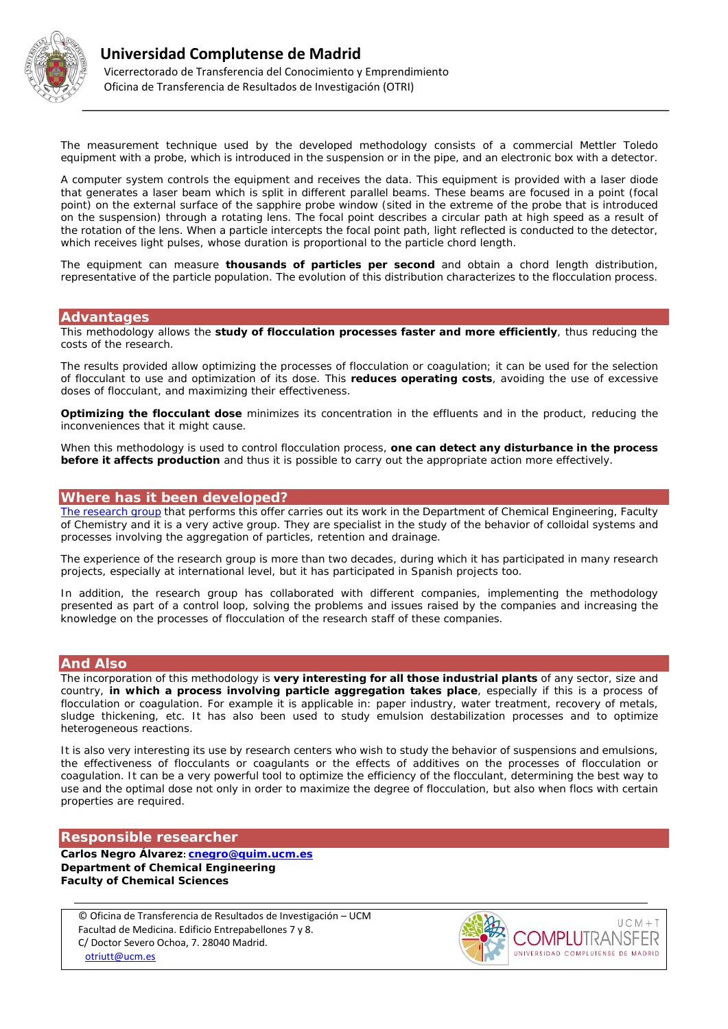The measurement technique used by the developed methodology consists of a commercial Mettler Toledo equipment with a probe, which is introduced in the suspension or in the pipe, and an electronic box with a detector.

A computer system controls the equipment and receives the data. This equipment is provided with a laser diode that generates a laser beam which is split in different parallel beams. These beams are focused in a point (focal point) on the external surface of the sapphire probe window (sited in the extreme of the probe that is introduced on the suspension) through a rotating lens. The focal point describes a circular path at high speed as a result of the rotation of the lens. When a particle intercepts the focal point path, light reflected is conducted to the detector, which receives light pulses, whose duration is proportional to the particle chord length.

The equipment can measure **thousands of particles per second** and obtain a chord length distribution, representative of the particle population. The evolution of this distribution characterizes to the flocculation process.

## Advantages

This methodology allows the **study of flocculation processes faster and more efficiently**, thus reducing the costs of the research.

The results provided allow optimizing the processes of flocculation or coagulation; it can be used for the selection of flocculant to use and optimization of its dose. This **reduces operating costs**, avoiding the use of excessive doses of flocculant, and maximizing their effectiveness.

**Optimizing the flocculant dose** minimizes its concentration in the effluents and in the product, reducing the inconveniences that it might cause.

When this methodology is used to control flocculation process, **one can detect any disturbance in the process before it affects production** and thus it is possible to carry out the appropriate action more effectively.

## Where has it been developed?

The research group that performs this offer carries out its work in the Department of Chemical Engineering, Faculty of Chemistry and it is a very active group. They are specialist in the study of the behavior of colloidal systems and processes involving the aggregation of particles, retention and drainage.

The experience of the research group is more than two decades, during which it has participated in many research projects, especially at international level, but it has participated in Spanish projects too.

In addition, the research group has collaborated with different companies, implementing the methodology presented as part of a control loop, solving the problems and issues raised by the companies and increasing the knowledge on the processes of flocculation of the research staff of these companies.

## And Also

The incorporation of this methodology is **very interesting for all those industrial plants** of any sector, size and country, **in which a process involving particle aggregation takes place**, especially if this is a process of flocculation or coagulation. For example it is applicable in: paper industry, water treatment, recovery of metals, sludge thickening, etc. It has also been used to study emulsion destabilization processes and to optimize heterogeneous reactions.

It is also very interesting its use by research centers who wish to study the behavior of suspensions and emulsions, the effectiveness of flocculants or coagulants or the effects of additives on the processes of flocculation or coagulation. It can be a very powerful tool to optimize the efficiency of the flocculant, determining the best way to use and the optimal dose not only in order to maximize the degree of flocculation, but also when flocs with certain properties are required.

## Responsible researcher

**Carlos Negro Álvarez**: **cnegro@quim.ucm.es**
**Department of Chemical Engineering**
**Faculty of Chemical Sciences**